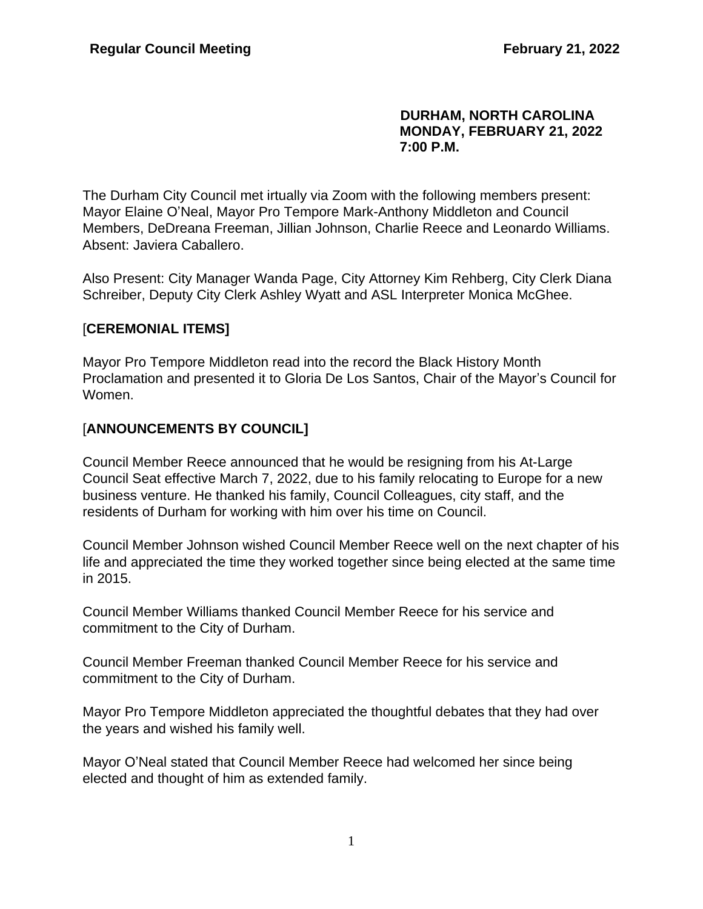**DURHAM, NORTH CAROLINA**
**MONDAY, FEBRUARY 21, 2022**
**7:00 P.M.**

The Durham City Council met irtually via Zoom with the following members present: Mayor Elaine O'Neal, Mayor Pro Tempore Mark-Anthony Middleton and Council Members, DeDreana Freeman, Jillian Johnson, Charlie Reece and Leonardo Williams. Absent: Javiera Caballero.

Also Present: City Manager Wanda Page, City Attorney Kim Rehberg, City Clerk Diana Schreiber, Deputy City Clerk Ashley Wyatt and ASL Interpreter Monica McGhee.

## [CEREMONIAL ITEMS]

Mayor Pro Tempore Middleton read into the record the Black History Month Proclamation and presented it to Gloria De Los Santos, Chair of the Mayor's Council for Women.

## [ANNOUNCEMENTS BY COUNCIL]

Council Member Reece announced that he would be resigning from his At-Large Council Seat effective March 7, 2022, due to his family relocating to Europe for a new business venture. He thanked his family, Council Colleagues, city staff, and the residents of Durham for working with him over his time on Council.

Council Member Johnson wished Council Member Reece well on the next chapter of his life and appreciated the time they worked together since being elected at the same time in 2015.

Council Member Williams thanked Council Member Reece for his service and commitment to the City of Durham.

Council Member Freeman thanked Council Member Reece for his service and commitment to the City of Durham.

Mayor Pro Tempore Middleton appreciated the thoughtful debates that they had over the years and wished his family well.

Mayor O'Neal stated that Council Member Reece had welcomed her since being elected and thought of him as extended family.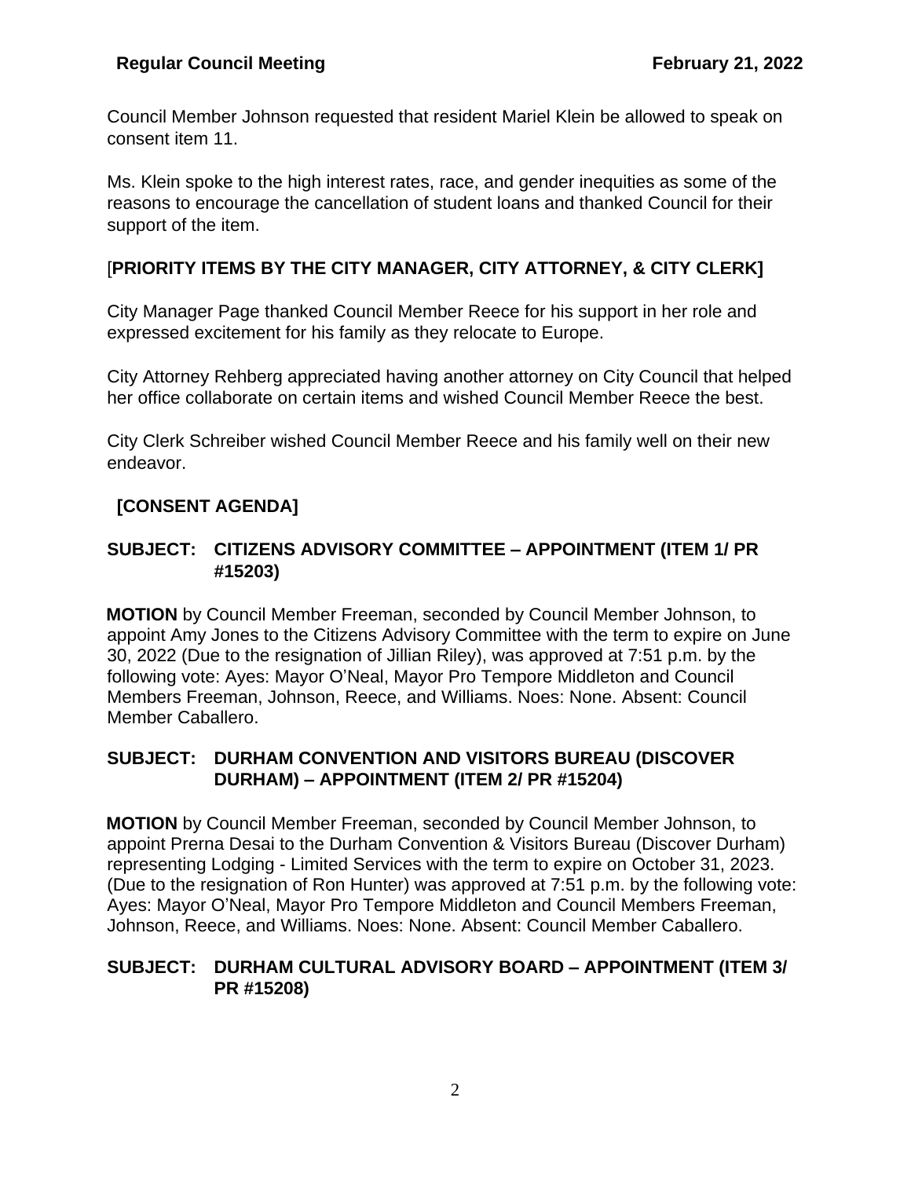Council Member Johnson requested that resident Mariel Klein be allowed to speak on consent item 11.

Ms. Klein spoke to the high interest rates, race, and gender inequities as some of the reasons to encourage the cancellation of student loans and thanked Council for their support of the item.

## [PRIORITY ITEMS BY THE CITY MANAGER, CITY ATTORNEY, & CITY CLERK]

City Manager Page thanked Council Member Reece for his support in her role and expressed excitement for his family as they relocate to Europe.

City Attorney Rehberg appreciated having another attorney on City Council that helped her office collaborate on certain items and wished Council Member Reece the best.

City Clerk Schreiber wished Council Member Reece and his family well on their new endeavor.

## [CONSENT AGENDA]

### SUBJECT: CITIZENS ADVISORY COMMITTEE – APPOINTMENT (ITEM 1/ PR #15203)

**MOTION** by Council Member Freeman, seconded by Council Member Johnson, to appoint Amy Jones to the Citizens Advisory Committee with the term to expire on June 30, 2022 (Due to the resignation of Jillian Riley), was approved at 7:51 p.m. by the following vote: Ayes: Mayor O'Neal, Mayor Pro Tempore Middleton and Council Members Freeman, Johnson, Reece, and Williams. Noes: None. Absent: Council Member Caballero.

### SUBJECT: DURHAM CONVENTION AND VISITORS BUREAU (DISCOVER DURHAM) – APPOINTMENT (ITEM 2/ PR #15204)

**MOTION** by Council Member Freeman, seconded by Council Member Johnson, to appoint Prerna Desai to the Durham Convention & Visitors Bureau (Discover Durham) representing Lodging - Limited Services with the term to expire on October 31, 2023. (Due to the resignation of Ron Hunter) was approved at 7:51 p.m. by the following vote: Ayes: Mayor O'Neal, Mayor Pro Tempore Middleton and Council Members Freeman, Johnson, Reece, and Williams. Noes: None. Absent: Council Member Caballero.

### SUBJECT: DURHAM CULTURAL ADVISORY BOARD – APPOINTMENT (ITEM 3/ PR #15208)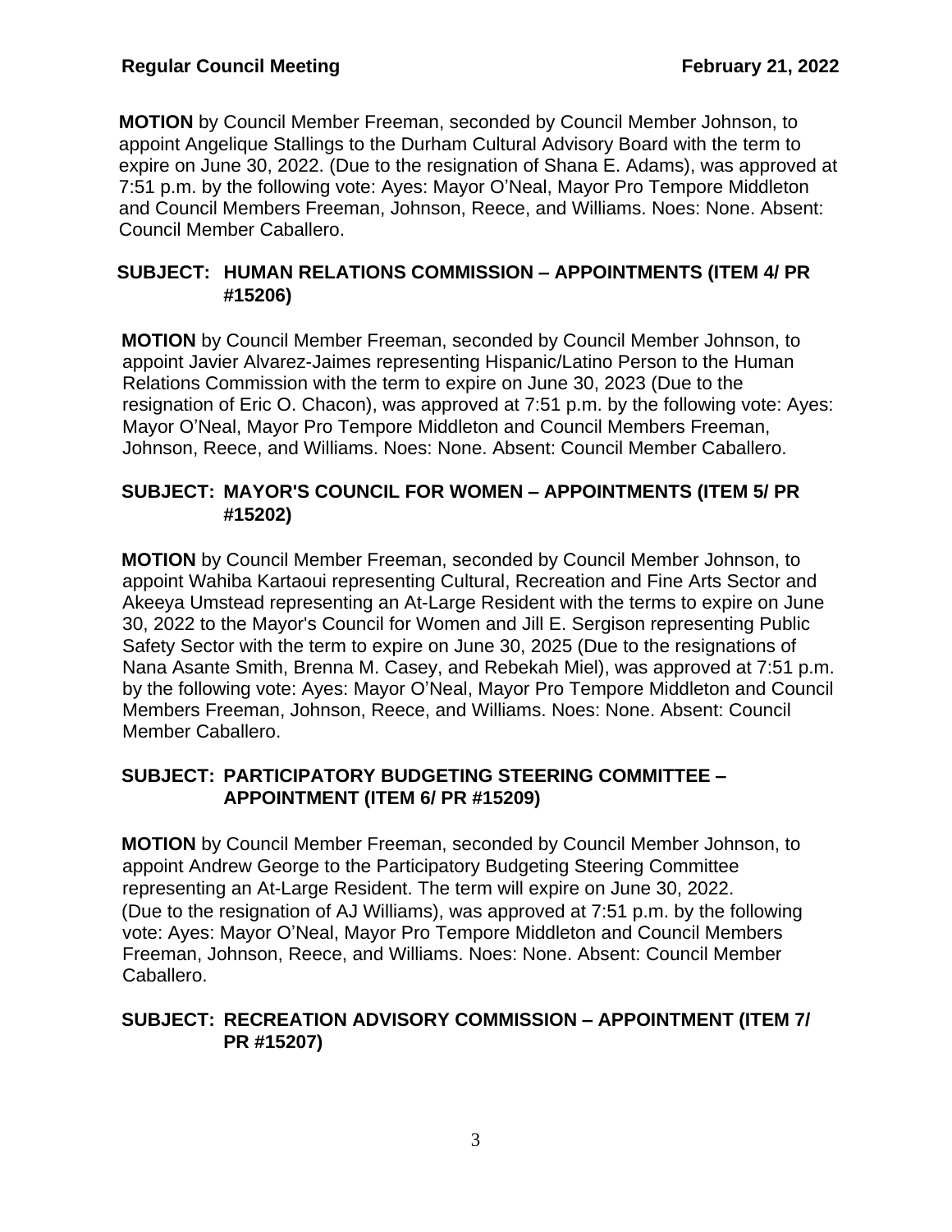**MOTION** by Council Member Freeman, seconded by Council Member Johnson, to appoint Angelique Stallings to the Durham Cultural Advisory Board with the term to expire on June 30, 2022. (Due to the resignation of Shana E. Adams), was approved at 7:51 p.m. by the following vote: Ayes: Mayor O'Neal, Mayor Pro Tempore Middleton and Council Members Freeman, Johnson, Reece, and Williams. Noes: None. Absent: Council Member Caballero.

**SUBJECT: HUMAN RELATIONS COMMISSION – APPOINTMENTS (ITEM 4/ PR #15206)**

**MOTION** by Council Member Freeman, seconded by Council Member Johnson, to appoint Javier Alvarez-Jaimes representing Hispanic/Latino Person to the Human Relations Commission with the term to expire on June 30, 2023 (Due to the resignation of Eric O. Chacon), was approved at 7:51 p.m. by the following vote: Ayes: Mayor O'Neal, Mayor Pro Tempore Middleton and Council Members Freeman, Johnson, Reece, and Williams. Noes: None. Absent: Council Member Caballero.

**SUBJECT: MAYOR'S COUNCIL FOR WOMEN – APPOINTMENTS (ITEM 5/ PR #15202)**

**MOTION** by Council Member Freeman, seconded by Council Member Johnson, to appoint Wahiba Kartaoui representing Cultural, Recreation and Fine Arts Sector and Akeeya Umstead representing an At-Large Resident with the terms to expire on June 30, 2022 to the Mayor's Council for Women and Jill E. Sergison representing Public Safety Sector with the term to expire on June 30, 2025 (Due to the resignations of Nana Asante Smith, Brenna M. Casey, and Rebekah Miel), was approved at 7:51 p.m. by the following vote: Ayes: Mayor O'Neal, Mayor Pro Tempore Middleton and Council Members Freeman, Johnson, Reece, and Williams. Noes: None. Absent: Council Member Caballero.

**SUBJECT: PARTICIPATORY BUDGETING STEERING COMMITTEE – APPOINTMENT (ITEM 6/ PR #15209)**

**MOTION** by Council Member Freeman, seconded by Council Member Johnson, to appoint Andrew George to the Participatory Budgeting Steering Committee representing an At-Large Resident. The term will expire on June 30, 2022. (Due to the resignation of AJ Williams), was approved at 7:51 p.m. by the following vote: Ayes: Mayor O'Neal, Mayor Pro Tempore Middleton and Council Members Freeman, Johnson, Reece, and Williams. Noes: None. Absent: Council Member Caballero.

**SUBJECT: RECREATION ADVISORY COMMISSION – APPOINTMENT (ITEM 7/ PR #15207)**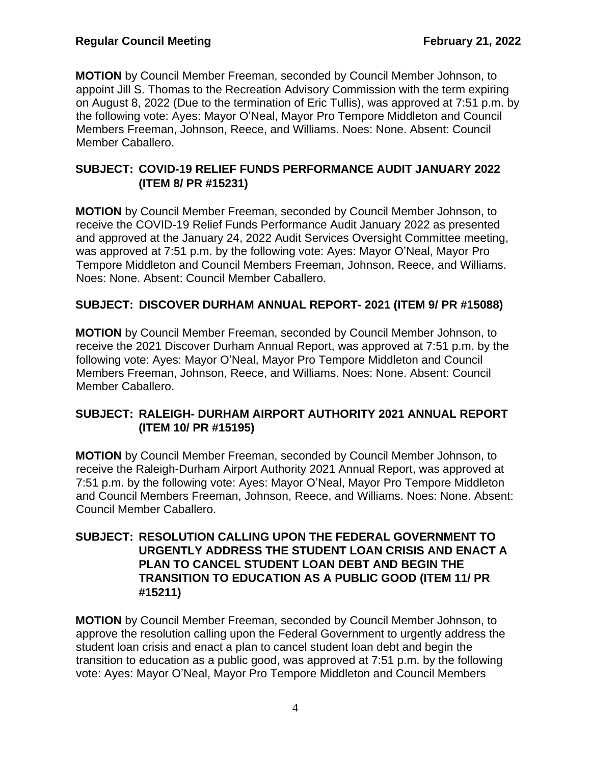**MOTION** by Council Member Freeman, seconded by Council Member Johnson, to appoint Jill S. Thomas to the Recreation Advisory Commission with the term expiring on August 8, 2022 (Due to the termination of Eric Tullis), was approved at 7:51 p.m. by the following vote: Ayes: Mayor O'Neal, Mayor Pro Tempore Middleton and Council Members Freeman, Johnson, Reece, and Williams. Noes: None. Absent: Council Member Caballero.

**SUBJECT: COVID-19 RELIEF FUNDS PERFORMANCE AUDIT JANUARY 2022 (ITEM 8/ PR #15231)**

**MOTION** by Council Member Freeman, seconded by Council Member Johnson, to receive the COVID-19 Relief Funds Performance Audit January 2022 as presented and approved at the January 24, 2022 Audit Services Oversight Committee meeting, was approved at 7:51 p.m. by the following vote: Ayes: Mayor O'Neal, Mayor Pro Tempore Middleton and Council Members Freeman, Johnson, Reece, and Williams. Noes: None. Absent: Council Member Caballero.

**SUBJECT: DISCOVER DURHAM ANNUAL REPORT- 2021 (ITEM 9/ PR #15088)**

**MOTION** by Council Member Freeman, seconded by Council Member Johnson, to receive the 2021 Discover Durham Annual Report, was approved at 7:51 p.m. by the following vote: Ayes: Mayor O'Neal, Mayor Pro Tempore Middleton and Council Members Freeman, Johnson, Reece, and Williams. Noes: None. Absent: Council Member Caballero.

**SUBJECT: RALEIGH- DURHAM AIRPORT AUTHORITY 2021 ANNUAL REPORT (ITEM 10/ PR #15195)**

**MOTION** by Council Member Freeman, seconded by Council Member Johnson, to receive the Raleigh-Durham Airport Authority 2021 Annual Report, was approved at 7:51 p.m. by the following vote: Ayes: Mayor O'Neal, Mayor Pro Tempore Middleton and Council Members Freeman, Johnson, Reece, and Williams. Noes: None. Absent: Council Member Caballero.

**SUBJECT: RESOLUTION CALLING UPON THE FEDERAL GOVERNMENT TO URGENTLY ADDRESS THE STUDENT LOAN CRISIS AND ENACT A PLAN TO CANCEL STUDENT LOAN DEBT AND BEGIN THE TRANSITION TO EDUCATION AS A PUBLIC GOOD (ITEM 11/ PR #15211)**

**MOTION** by Council Member Freeman, seconded by Council Member Johnson, to approve the resolution calling upon the Federal Government to urgently address the student loan crisis and enact a plan to cancel student loan debt and begin the transition to education as a public good, was approved at 7:51 p.m. by the following vote: Ayes: Mayor O'Neal, Mayor Pro Tempore Middleton and Council Members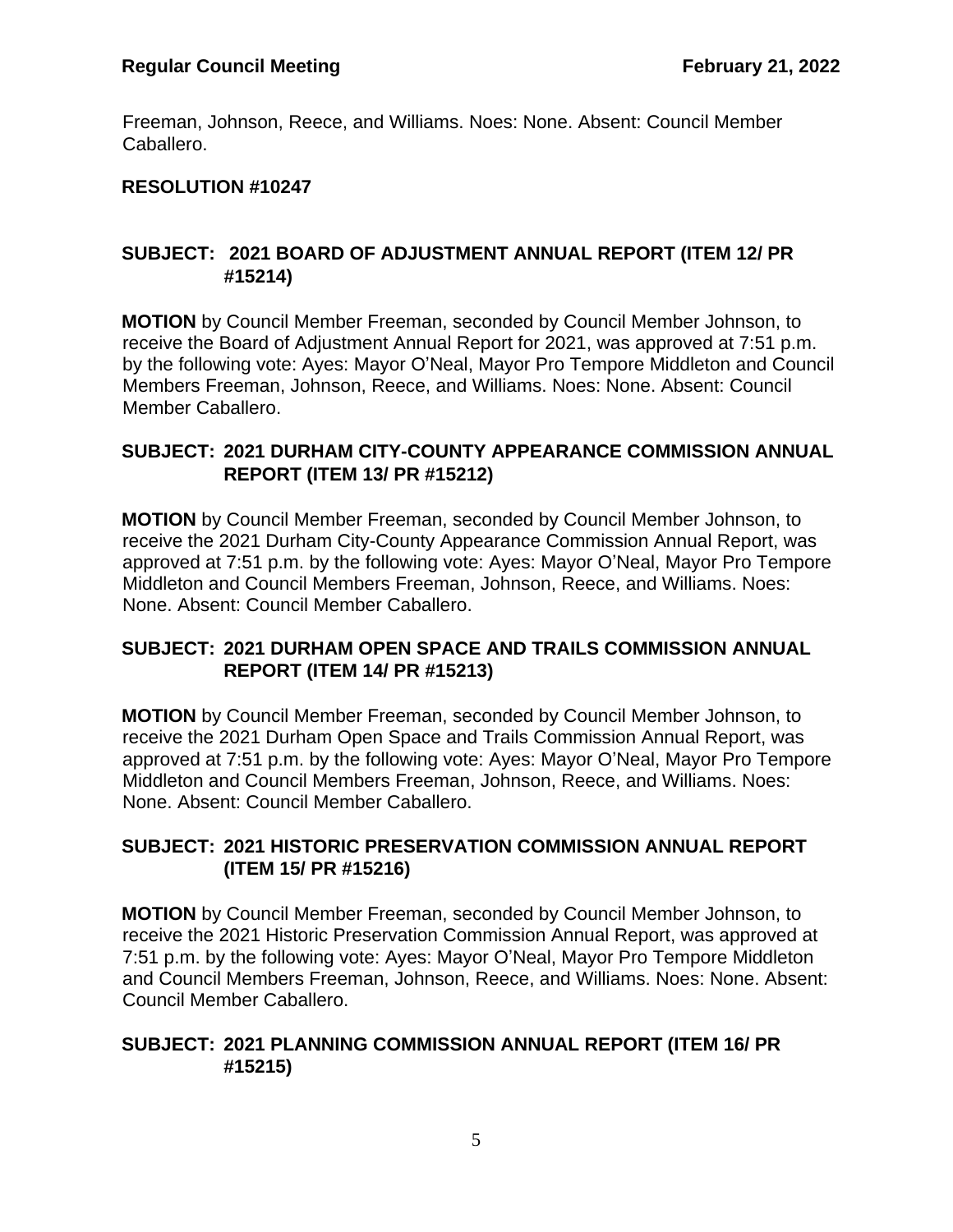Freeman, Johnson, Reece, and Williams. Noes: None. Absent: Council Member Caballero.

**RESOLUTION #10247**

**SUBJECT: 2021 BOARD OF ADJUSTMENT ANNUAL REPORT (ITEM 12/ PR #15214)**

**MOTION** by Council Member Freeman, seconded by Council Member Johnson, to receive the Board of Adjustment Annual Report for 2021, was approved at 7:51 p.m. by the following vote: Ayes: Mayor O'Neal, Mayor Pro Tempore Middleton and Council Members Freeman, Johnson, Reece, and Williams. Noes: None. Absent: Council Member Caballero.

**SUBJECT: 2021 DURHAM CITY-COUNTY APPEARANCE COMMISSION ANNUAL REPORT (ITEM 13/ PR #15212)**

**MOTION** by Council Member Freeman, seconded by Council Member Johnson, to receive the 2021 Durham City-County Appearance Commission Annual Report, was approved at 7:51 p.m. by the following vote: Ayes: Mayor O'Neal, Mayor Pro Tempore Middleton and Council Members Freeman, Johnson, Reece, and Williams. Noes: None. Absent: Council Member Caballero.

**SUBJECT: 2021 DURHAM OPEN SPACE AND TRAILS COMMISSION ANNUAL REPORT (ITEM 14/ PR #15213)**

**MOTION** by Council Member Freeman, seconded by Council Member Johnson, to receive the 2021 Durham Open Space and Trails Commission Annual Report, was approved at 7:51 p.m. by the following vote: Ayes: Mayor O'Neal, Mayor Pro Tempore Middleton and Council Members Freeman, Johnson, Reece, and Williams. Noes: None. Absent: Council Member Caballero.

**SUBJECT: 2021 HISTORIC PRESERVATION COMMISSION ANNUAL REPORT (ITEM 15/ PR #15216)**

**MOTION** by Council Member Freeman, seconded by Council Member Johnson, to receive the 2021 Historic Preservation Commission Annual Report, was approved at 7:51 p.m. by the following vote: Ayes: Mayor O'Neal, Mayor Pro Tempore Middleton and Council Members Freeman, Johnson, Reece, and Williams. Noes: None. Absent: Council Member Caballero.

**SUBJECT: 2021 PLANNING COMMISSION ANNUAL REPORT (ITEM 16/ PR #15215)**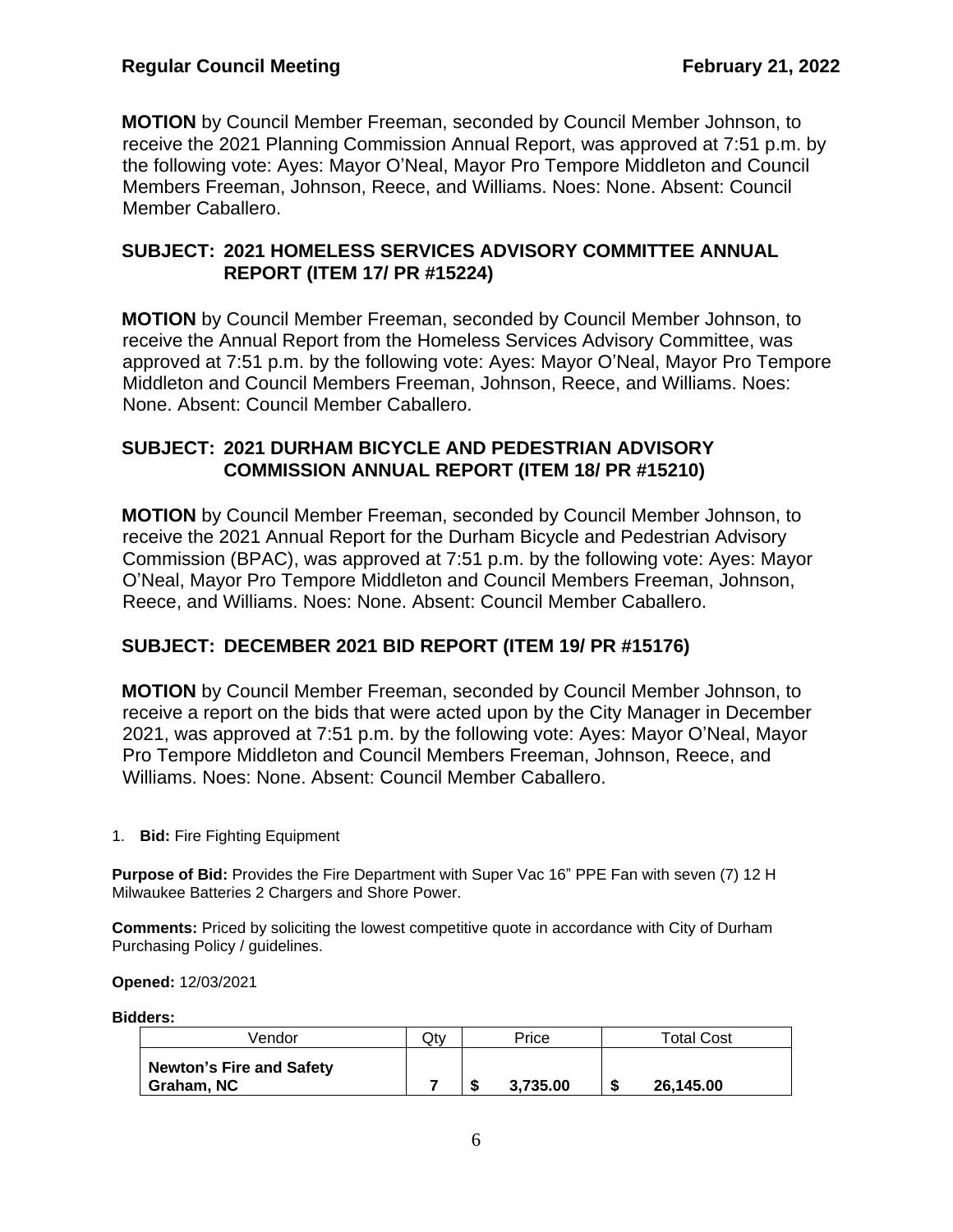**MOTION** by Council Member Freeman, seconded by Council Member Johnson, to receive the 2021 Planning Commission Annual Report, was approved at 7:51 p.m. by the following vote: Ayes: Mayor O'Neal, Mayor Pro Tempore Middleton and Council Members Freeman, Johnson, Reece, and Williams. Noes: None. Absent: Council Member Caballero.

**SUBJECT: 2021 HOMELESS SERVICES ADVISORY COMMITTEE ANNUAL REPORT (ITEM 17/ PR #15224)**

**MOTION** by Council Member Freeman, seconded by Council Member Johnson, to receive the Annual Report from the Homeless Services Advisory Committee, was approved at 7:51 p.m. by the following vote: Ayes: Mayor O'Neal, Mayor Pro Tempore Middleton and Council Members Freeman, Johnson, Reece, and Williams. Noes: None. Absent: Council Member Caballero.

**SUBJECT: 2021 DURHAM BICYCLE AND PEDESTRIAN ADVISORY COMMISSION ANNUAL REPORT (ITEM 18/ PR #15210)**

**MOTION** by Council Member Freeman, seconded by Council Member Johnson, to receive the 2021 Annual Report for the Durham Bicycle and Pedestrian Advisory Commission (BPAC), was approved at 7:51 p.m. by the following vote: Ayes: Mayor O'Neal, Mayor Pro Tempore Middleton and Council Members Freeman, Johnson, Reece, and Williams. Noes: None. Absent: Council Member Caballero.

**SUBJECT: DECEMBER 2021 BID REPORT (ITEM 19/ PR #15176)**

**MOTION** by Council Member Freeman, seconded by Council Member Johnson, to receive a report on the bids that were acted upon by the City Manager in December 2021, was approved at 7:51 p.m. by the following vote: Ayes: Mayor O'Neal, Mayor Pro Tempore Middleton and Council Members Freeman, Johnson, Reece, and Williams. Noes: None. Absent: Council Member Caballero.

1. **Bid:** Fire Fighting Equipment

**Purpose of Bid:** Provides the Fire Department with Super Vac 16" PPE Fan with seven (7) 12 H Milwaukee Batteries 2 Chargers and Shore Power.

**Comments:** Priced by soliciting the lowest competitive quote in accordance with City of Durham Purchasing Policy / guidelines.

**Opened:** 12/03/2021

**Bidders:**

| Vendor | Qty | Price | Total Cost |
|---|---|---|---|
| **Newton's Fire and Safety Graham, NC** | **7** | **$ 3,735.00** | **$ 26,145.00** |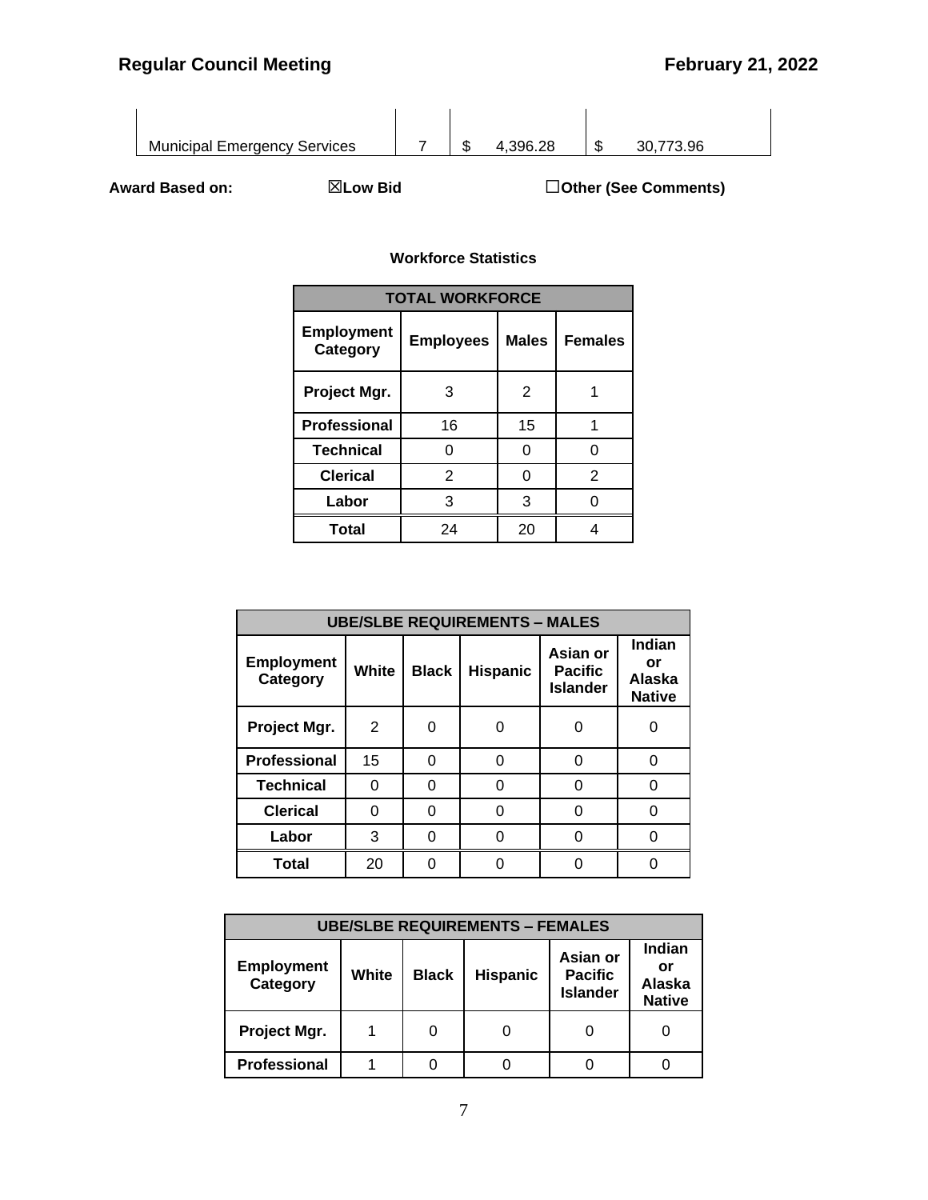| Municipal Emergency Services | 7 | $ 4,396.28 | $ 30,773.96 |
|---|---|---|---|

**Award Based on:** ☒**Low Bid** ☐**Other (See Comments)**

**Workforce Statistics**

| TOTAL WORKFORCE | | | |
|---|---|---|---|
| **Employment Category** | **Employees** | **Males** | **Females** |
| **Project Mgr.** | 3 | 2 | 1 |
| **Professional** | 16 | 15 | 1 |
| **Technical** | 0 | 0 | 0 |
| **Clerical** | 2 | 0 | 2 |
| **Labor** | 3 | 3 | 0 |
| **Total** | 24 | 20 | 4 |

| UBE/SLBE REQUIREMENTS – MALES | | | | | |
|---|---|---|---|---|---|
| **Employment Category** | **White** | **Black** | **Hispanic** | **Asian or Pacific Islander** | **Indian or Alaska Native** |
| **Project Mgr.** | 2 | 0 | 0 | 0 | 0 |
| **Professional** | 15 | 0 | 0 | 0 | 0 |
| **Technical** | 0 | 0 | 0 | 0 | 0 |
| **Clerical** | 0 | 0 | 0 | 0 | 0 |
| **Labor** | 3 | 0 | 0 | 0 | 0 |
| **Total** | 20 | 0 | 0 | 0 | 0 |

| UBE/SLBE REQUIREMENTS – FEMALES | | | | | |
|---|---|---|---|---|---|
| **Employment Category** | **White** | **Black** | **Hispanic** | **Asian or Pacific Islander** | **Indian or Alaska Native** |
| **Project Mgr.** | 1 | 0 | 0 | 0 | 0 |
| **Professional** | 1 | 0 | 0 | 0 | 0 |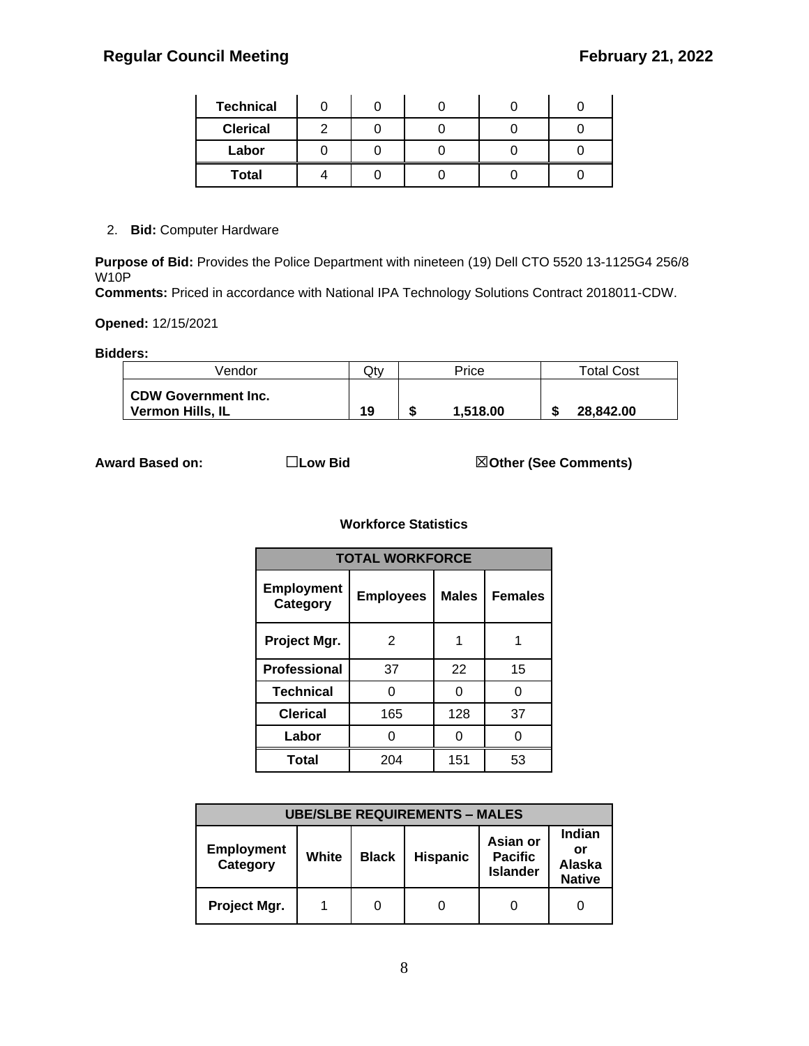| Technical | 0 | 0 | 0 | 0 | 0 |
|---|---|---|---|---|---|
| Clerical | 2 | 0 | 0 | 0 | 0 |
| Labor | 0 | 0 | 0 | 0 | 0 |
| Total | 4 | 0 | 0 | 0 | 0 |

2. **Bid:** Computer Hardware

**Purpose of Bid:** Provides the Police Department with nineteen (19) Dell CTO 5520 13-1125G4 256/8 W10P
**Comments:** Priced in accordance with National IPA Technology Solutions Contract 2018011-CDW.

**Opened:** 12/15/2021

**Bidders:**

| Vendor | Qty | Price | Total Cost |
|---|---|---|---|
| **CDW Government Inc. Vermon Hills, IL** | **19** | **$ 1,518.00** | **$ 28,842.00** |

**Award Based on:** ☐**Low Bid** ☒**Other (See Comments)**

**Workforce Statistics**

| TOTAL WORKFORCE | | | |
|---|---|---|---|
| **Employment Category** | **Employees** | **Males** | **Females** |
| **Project Mgr.** | 2 | 1 | 1 |
| **Professional** | 37 | 22 | 15 |
| **Technical** | 0 | 0 | 0 |
| **Clerical** | 165 | 128 | 37 |
| **Labor** | 0 | 0 | 0 |
| **Total** | 204 | 151 | 53 |

| UBE/SLBE REQUIREMENTS – MALES | | | | | |
|---|---|---|---|---|---|
| **Employment Category** | **White** | **Black** | **Hispanic** | **Asian or Pacific Islander** | **Indian or Alaska Native** |
| **Project Mgr.** | 1 | 0 | 0 | 0 | 0 |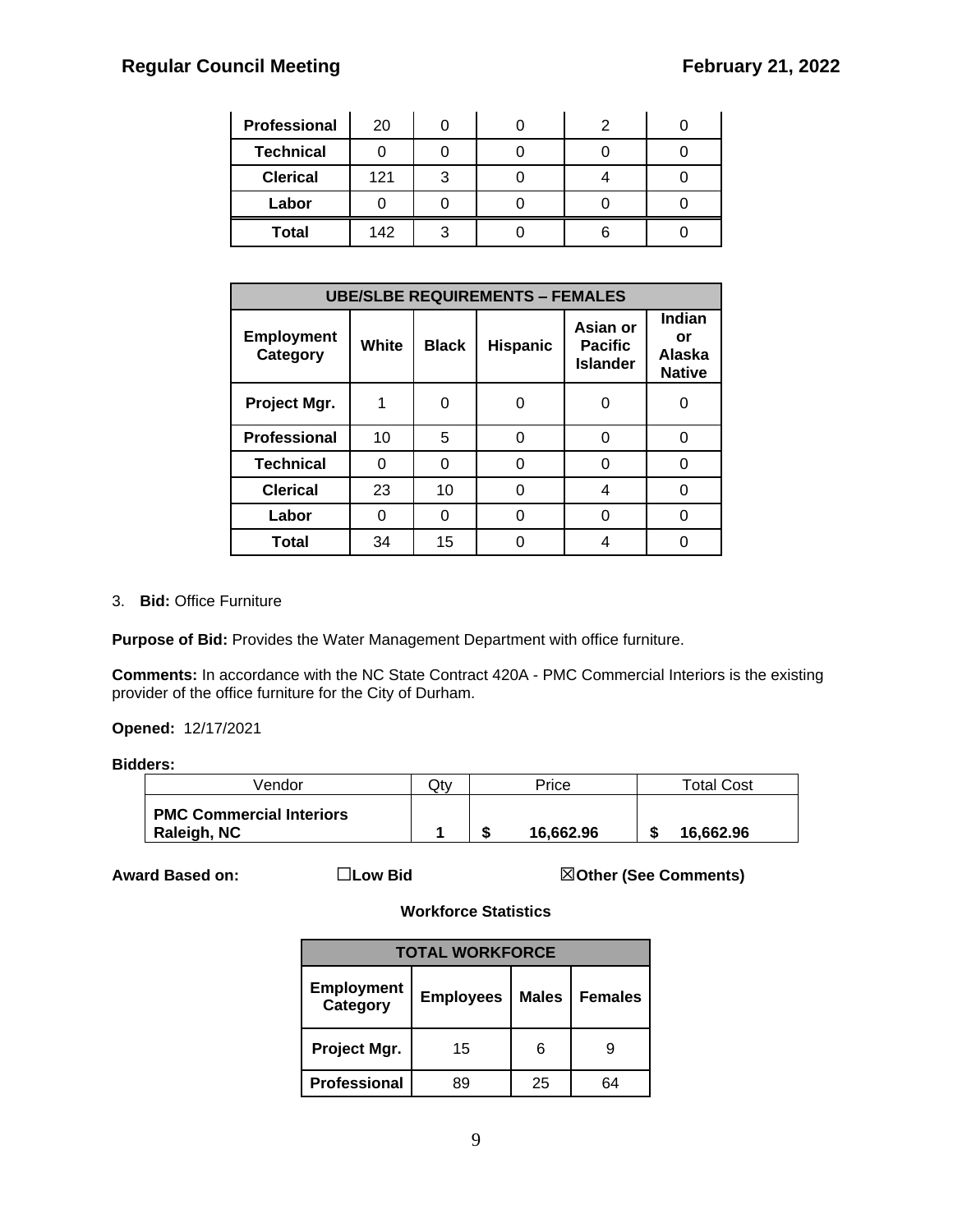| | | | | | |
|---|---|---|---|---|---|
| **Professional** | 20 | 0 | 0 | 2 | 0 |
| **Technical** | 0 | 0 | 0 | 0 | 0 |
| **Clerical** | 121 | 3 | 0 | 4 | 0 |
| **Labor** | 0 | 0 | 0 | 0 | 0 |
| **Total** | 142 | 3 | 0 | 6 | 0 |

| **UBE/SLBE REQUIREMENTS – FEMALES** | | | | | |
|---|---|---|---|---|---|
| **Employment Category** | **White** | **Black** | **Hispanic** | **Asian or Pacific Islander** | **Indian or Alaska Native** |
| **Project Mgr.** | 1 | 0 | 0 | 0 | 0 |
| **Professional** | 10 | 5 | 0 | 0 | 0 |
| **Technical** | 0 | 0 | 0 | 0 | 0 |
| **Clerical** | 23 | 10 | 0 | 4 | 0 |
| **Labor** | 0 | 0 | 0 | 0 | 0 |
| **Total** | 34 | 15 | 0 | 4 | 0 |

3. **Bid:** Office Furniture

**Purpose of Bid:** Provides the Water Management Department with office furniture.

**Comments:** In accordance with the NC State Contract 420A - PMC Commercial Interiors is the existing provider of the office furniture for the City of Durham.

**Opened:** 12/17/2021

**Bidders:**

| Vendor | Qty | Price | Total Cost |
|---|---|---|---|
| **PMC Commercial Interiors Raleigh, NC** | **1** | **$ 16,662.96** | **$ 16,662.96** |

**Award Based on:** ☐**Low Bid** ☒**Other (See Comments)**

**Workforce Statistics**

| **TOTAL WORKFORCE** | | | |
|---|---|---|---|
| **Employment Category** | **Employees** | **Males** | **Females** |
| **Project Mgr.** | 15 | 6 | 9 |
| **Professional** | 89 | 25 | 64 |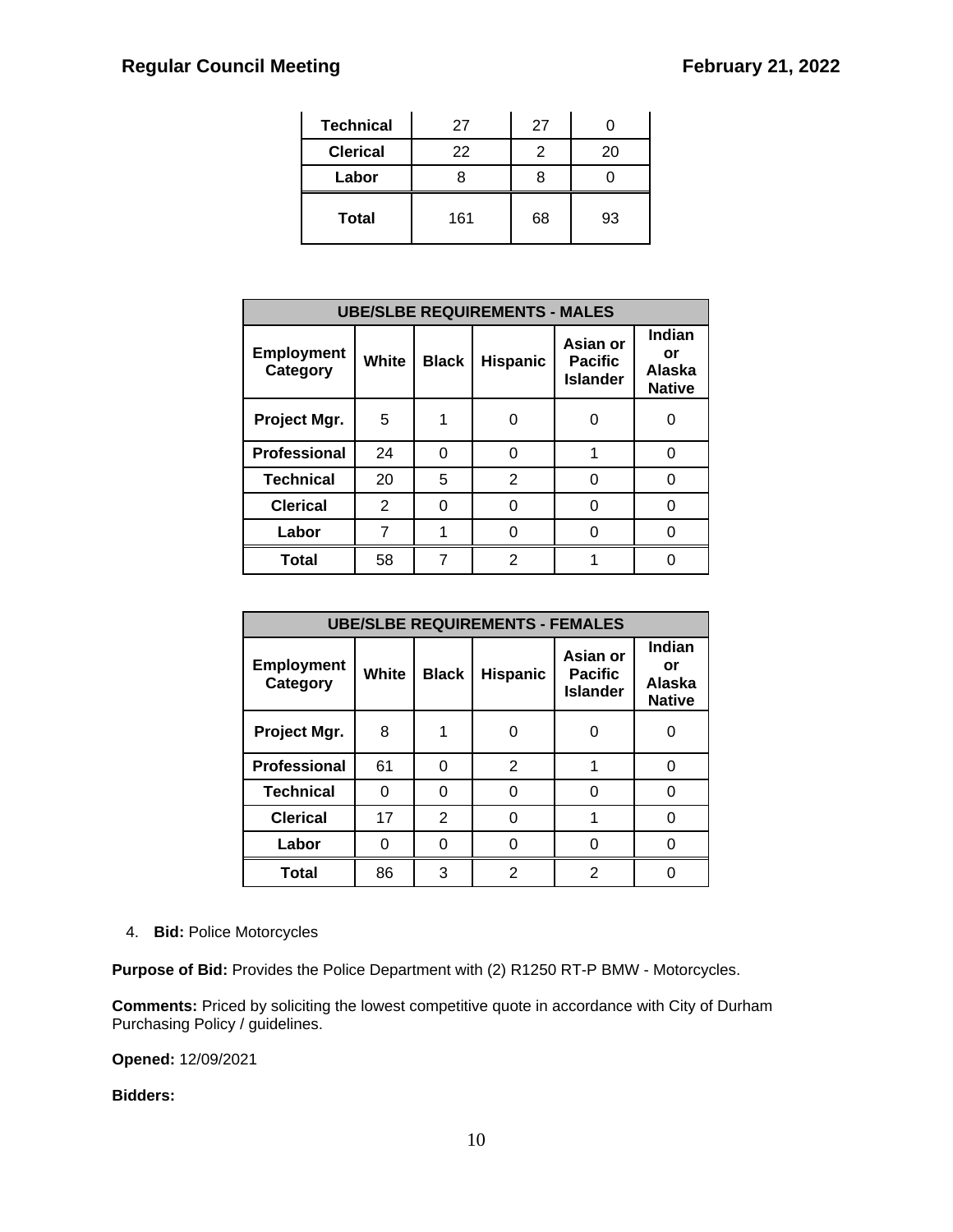| | | | |
|---|---|---|---|
| **Technical** | 27 | 27 | 0 |
| **Clerical** | 22 | 2 | 20 |
| **Labor** | 8 | 8 | 0 |
| **Total** | 161 | 68 | 93 |

| **UBE/SLBE REQUIREMENTS - MALES** | | | | | |
|---|---|---|---|---|---|
| **Employment Category** | **White** | **Black** | **Hispanic** | **Asian or Pacific Islander** | **Indian or Alaska Native** |
| **Project Mgr.** | 5 | 1 | 0 | 0 | 0 |
| **Professional** | 24 | 0 | 0 | 1 | 0 |
| **Technical** | 20 | 5 | 2 | 0 | 0 |
| **Clerical** | 2 | 0 | 0 | 0 | 0 |
| **Labor** | 7 | 1 | 0 | 0 | 0 |
| **Total** | 58 | 7 | 2 | 1 | 0 |

| **UBE/SLBE REQUIREMENTS - FEMALES** | | | | | |
|---|---|---|---|---|---|
| **Employment Category** | **White** | **Black** | **Hispanic** | **Asian or Pacific Islander** | **Indian or Alaska Native** |
| **Project Mgr.** | 8 | 1 | 0 | 0 | 0 |
| **Professional** | 61 | 0 | 2 | 1 | 0 |
| **Technical** | 0 | 0 | 0 | 0 | 0 |
| **Clerical** | 17 | 2 | 0 | 1 | 0 |
| **Labor** | 0 | 0 | 0 | 0 | 0 |
| **Total** | 86 | 3 | 2 | 2 | 0 |

4. **Bid:** Police Motorcycles

**Purpose of Bid:** Provides the Police Department with (2) R1250 RT-P BMW - Motorcycles.

**Comments:** Priced by soliciting the lowest competitive quote in accordance with City of Durham Purchasing Policy / guidelines.

**Opened:** 12/09/2021

**Bidders:**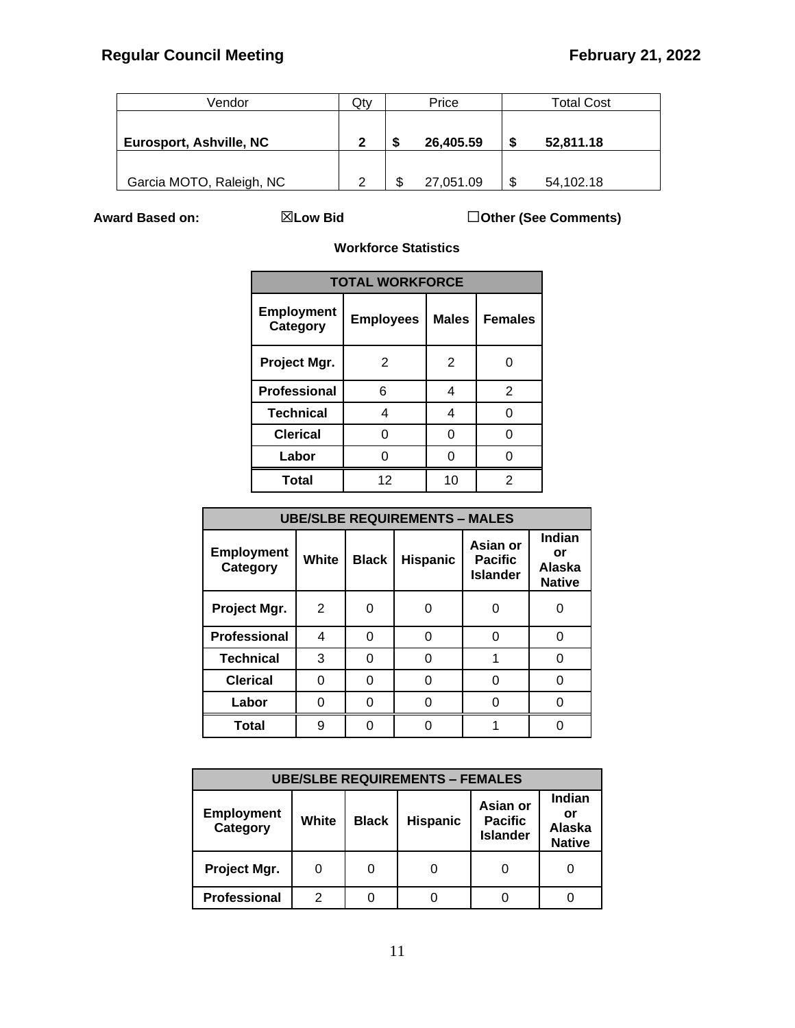| Vendor | Qty | Price | Total Cost |
|---|---|---|---|
| **Eurosport, Ashville, NC** | **2** | **$ 26,405.59** | **$ 52,811.18** |
| Garcia MOTO, Raleigh, NC | 2 | $ 27,051.09 | $ 54,102.18 |

**Award Based on:** ☒**Low Bid** ☐**Other (See Comments)**

**Workforce Statistics**

| TOTAL WORKFORCE | | | |
|---|---|---|---|
| **Employment Category** | **Employees** | **Males** | **Females** |
| **Project Mgr.** | 2 | 2 | 0 |
| **Professional** | 6 | 4 | 2 |
| **Technical** | 4 | 4 | 0 |
| **Clerical** | 0 | 0 | 0 |
| **Labor** | 0 | 0 | 0 |
| **Total** | 12 | 10 | 2 |

| UBE/SLBE REQUIREMENTS – MALES | | | | | |
|---|---|---|---|---|---|
| **Employment Category** | **White** | **Black** | **Hispanic** | **Asian or Pacific Islander** | **Indian or Alaska Native** |
| **Project Mgr.** | 2 | 0 | 0 | 0 | 0 |
| **Professional** | 4 | 0 | 0 | 0 | 0 |
| **Technical** | 3 | 0 | 0 | 1 | 0 |
| **Clerical** | 0 | 0 | 0 | 0 | 0 |
| **Labor** | 0 | 0 | 0 | 0 | 0 |
| **Total** | 9 | 0 | 0 | 1 | 0 |

| UBE/SLBE REQUIREMENTS – FEMALES | | | | | |
|---|---|---|---|---|---|
| **Employment Category** | **White** | **Black** | **Hispanic** | **Asian or Pacific Islander** | **Indian or Alaska Native** |
| **Project Mgr.** | 0 | 0 | 0 | 0 | 0 |
| **Professional** | 2 | 0 | 0 | 0 | 0 |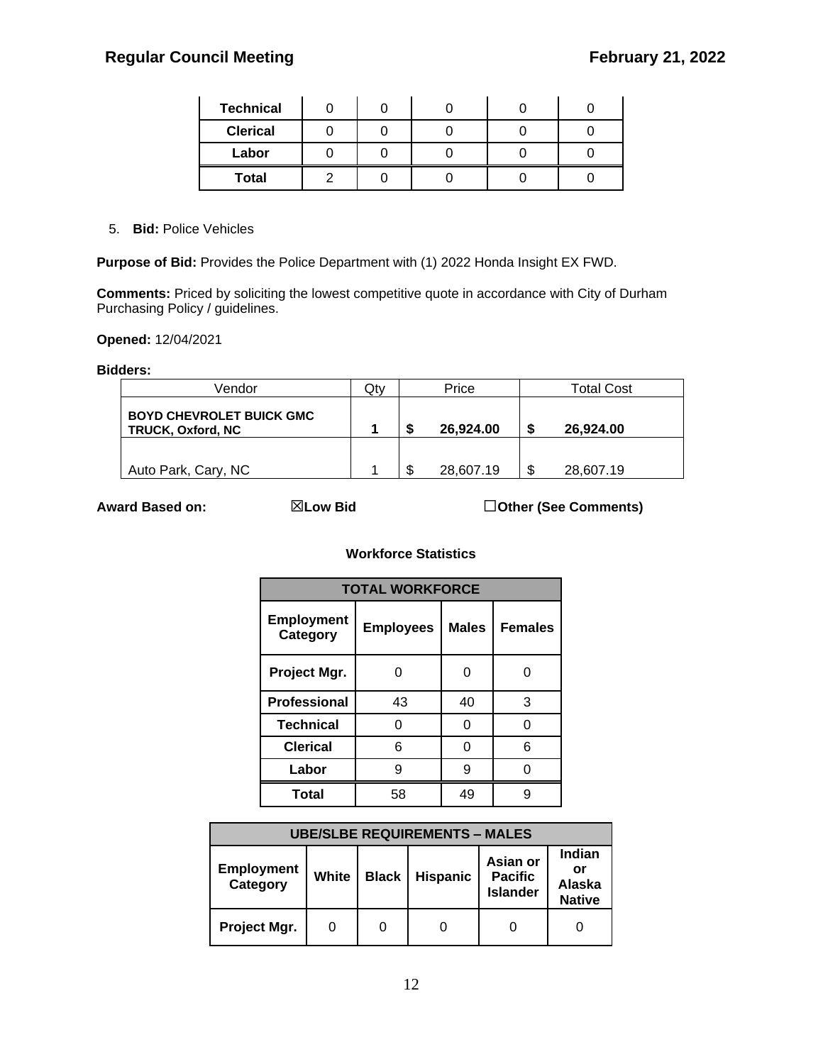| Technical | 0 | 0 | 0 | 0 | 0 |
|---|---|---|---|---|---|
| Clerical | 0 | 0 | 0 | 0 | 0 |
| Labor | 0 | 0 | 0 | 0 | 0 |
| Total | 2 | 0 | 0 | 0 | 0 |

5. **Bid:** Police Vehicles

**Purpose of Bid:** Provides the Police Department with (1) 2022 Honda Insight EX FWD.

**Comments:** Priced by soliciting the lowest competitive quote in accordance with City of Durham Purchasing Policy / guidelines.

**Opened:** 12/04/2021

**Bidders:**

| Vendor | Qty | Price | Total Cost |
|---|---|---|---|
| **BOYD CHEVROLET BUICK GMC TRUCK, Oxford, NC** | **1** | **$ 26,924.00** | **$ 26,924.00** |
| Auto Park, Cary, NC | 1 | $ 28,607.19 | $ 28,607.19 |

**Award Based on:** ☒**Low Bid** ☐**Other (See Comments)**

**Workforce Statistics**

| TOTAL WORKFORCE | | | |
|---|---|---|---|
| **Employment Category** | **Employees** | **Males** | **Females** |
| **Project Mgr.** | 0 | 0 | 0 |
| **Professional** | 43 | 40 | 3 |
| **Technical** | 0 | 0 | 0 |
| **Clerical** | 6 | 0 | 6 |
| **Labor** | 9 | 9 | 0 |
| **Total** | 58 | 49 | 9 |

| UBE/SLBE REQUIREMENTS – MALES | | | | | |
|---|---|---|---|---|---|
| **Employment Category** | **White** | **Black** | **Hispanic** | **Asian or Pacific Islander** | **Indian or Alaska Native** |
| **Project Mgr.** | 0 | 0 | 0 | 0 | 0 |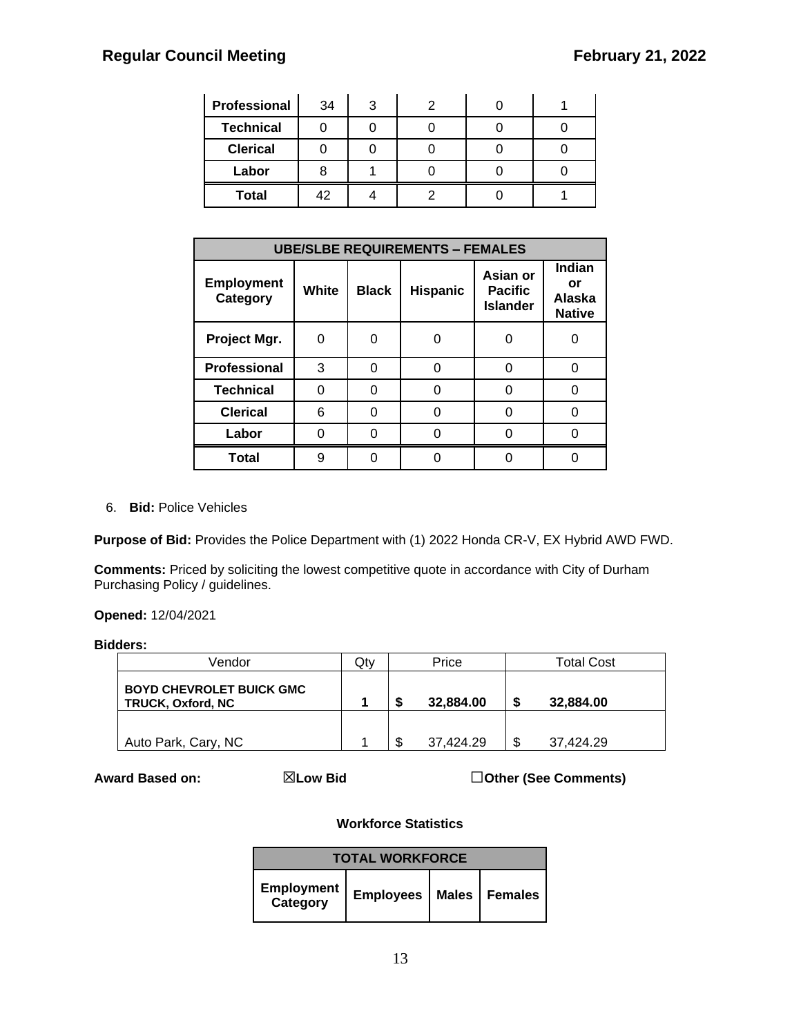| Professional | 34 | 3 | 2 | 0 | 1 |
|---|---|---|---|---|---|
| Technical | 0 | 0 | 0 | 0 | 0 |
| Clerical | 0 | 0 | 0 | 0 | 0 |
| Labor | 8 | 1 | 0 | 0 | 0 |
| Total | 42 | 4 | 2 | 0 | 1 |

| UBE/SLBE REQUIREMENTS – FEMALES | | | | | |
|---|---|---|---|---|---|
| Employment Category | White | Black | Hispanic | Asian or Pacific Islander | Indian or Alaska Native |
| Project Mgr. | 0 | 0 | 0 | 0 | 0 |
| Professional | 3 | 0 | 0 | 0 | 0 |
| Technical | 0 | 0 | 0 | 0 | 0 |
| Clerical | 6 | 0 | 0 | 0 | 0 |
| Labor | 0 | 0 | 0 | 0 | 0 |
| Total | 9 | 0 | 0 | 0 | 0 |

6. **Bid:** Police Vehicles

**Purpose of Bid:** Provides the Police Department with (1) 2022 Honda CR-V, EX Hybrid AWD FWD.

**Comments:** Priced by soliciting the lowest competitive quote in accordance with City of Durham Purchasing Policy / guidelines.

**Opened:** 12/04/2021

**Bidders:**

| Vendor | Qty | Price | Total Cost |
|---|---|---|---|
| **BOYD CHEVROLET BUICK GMC TRUCK, Oxford, NC** | **1** | **$ 32,884.00** | **$ 32,884.00** |
| Auto Park, Cary, NC | 1 | $ 37,424.29 | $ 37,424.29 |

**Award Based on:** ☒**Low Bid** ☐**Other (See Comments)**

**Workforce Statistics**

| TOTAL WORKFORCE | | | |
|---|---|---|---|
| Employment Category | Employees | Males | Females |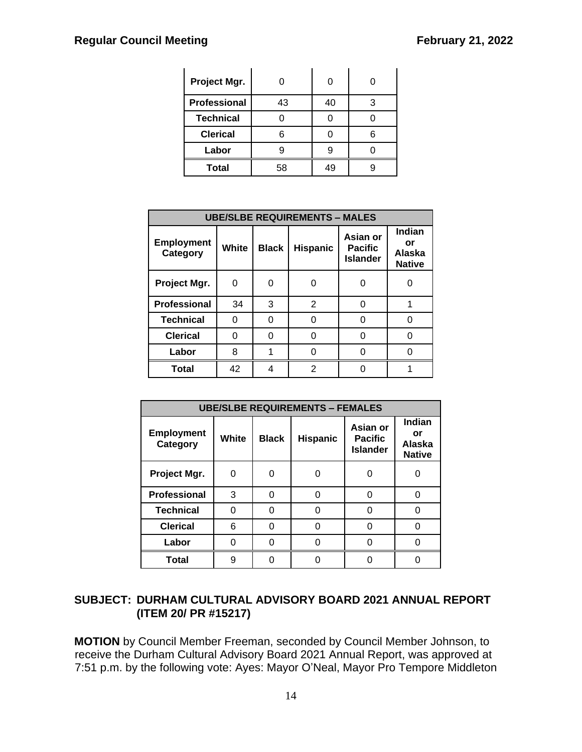| Project Mgr. | 0 | 0 | 0 |
|---|---|---|---|
| Professional | 43 | 40 | 3 |
| Technical | 0 | 0 | 0 |
| Clerical | 6 | 0 | 6 |
| Labor | 9 | 9 | 0 |
| Total | 58 | 49 | 9 |

| UBE/SLBE REQUIREMENTS – MALES | | | | | |
|---|---|---|---|---|---|
| Employment Category | White | Black | Hispanic | Asian or Pacific Islander | Indian or Alaska Native |
| Project Mgr. | 0 | 0 | 0 | 0 | 0 |
| Professional | 34 | 3 | 2 | 0 | 1 |
| Technical | 0 | 0 | 0 | 0 | 0 |
| Clerical | 0 | 0 | 0 | 0 | 0 |
| Labor | 8 | 1 | 0 | 0 | 0 |
| Total | 42 | 4 | 2 | 0 | 1 |

| UBE/SLBE REQUIREMENTS – FEMALES | | | | | |
|---|---|---|---|---|---|
| Employment Category | White | Black | Hispanic | Asian or Pacific Islander | Indian or Alaska Native |
| Project Mgr. | 0 | 0 | 0 | 0 | 0 |
| Professional | 3 | 0 | 0 | 0 | 0 |
| Technical | 0 | 0 | 0 | 0 | 0 |
| Clerical | 6 | 0 | 0 | 0 | 0 |
| Labor | 0 | 0 | 0 | 0 | 0 |
| Total | 9 | 0 | 0 | 0 | 0 |

**SUBJECT: DURHAM CULTURAL ADVISORY BOARD 2021 ANNUAL REPORT (ITEM 20/ PR #15217)**

**MOTION** by Council Member Freeman, seconded by Council Member Johnson, to receive the Durham Cultural Advisory Board 2021 Annual Report, was approved at 7:51 p.m. by the following vote: Ayes: Mayor O'Neal, Mayor Pro Tempore Middleton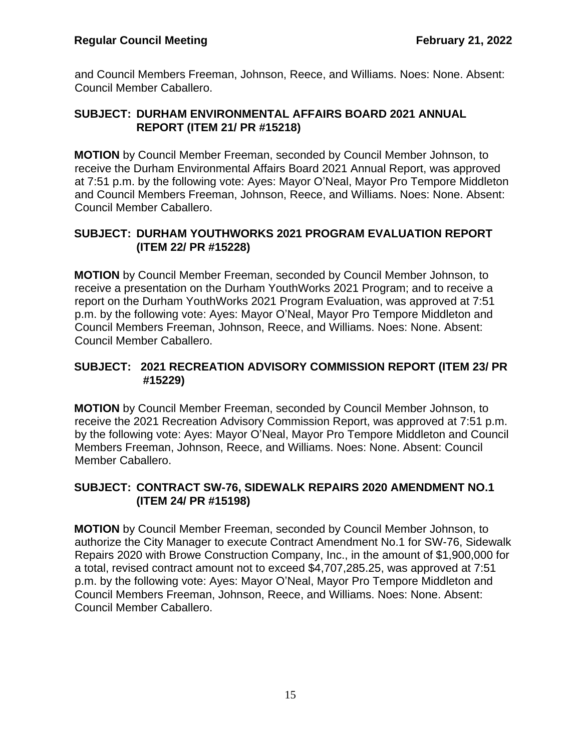and Council Members Freeman, Johnson, Reece, and Williams. Noes: None. Absent: Council Member Caballero.

**SUBJECT: DURHAM ENVIRONMENTAL AFFAIRS BOARD 2021 ANNUAL REPORT (ITEM 21/ PR #15218)**

**MOTION** by Council Member Freeman, seconded by Council Member Johnson, to receive the Durham Environmental Affairs Board 2021 Annual Report, was approved at 7:51 p.m. by the following vote: Ayes: Mayor O'Neal, Mayor Pro Tempore Middleton and Council Members Freeman, Johnson, Reece, and Williams. Noes: None. Absent: Council Member Caballero.

**SUBJECT: DURHAM YOUTHWORKS 2021 PROGRAM EVALUATION REPORT (ITEM 22/ PR #15228)**

**MOTION** by Council Member Freeman, seconded by Council Member Johnson, to receive a presentation on the Durham YouthWorks 2021 Program; and to receive a report on the Durham YouthWorks 2021 Program Evaluation, was approved at 7:51 p.m. by the following vote: Ayes: Mayor O'Neal, Mayor Pro Tempore Middleton and Council Members Freeman, Johnson, Reece, and Williams. Noes: None. Absent: Council Member Caballero.

**SUBJECT: 2021 RECREATION ADVISORY COMMISSION REPORT (ITEM 23/ PR #15229)**

**MOTION** by Council Member Freeman, seconded by Council Member Johnson, to receive the 2021 Recreation Advisory Commission Report, was approved at 7:51 p.m. by the following vote: Ayes: Mayor O'Neal, Mayor Pro Tempore Middleton and Council Members Freeman, Johnson, Reece, and Williams. Noes: None. Absent: Council Member Caballero.

**SUBJECT: CONTRACT SW-76, SIDEWALK REPAIRS 2020 AMENDMENT NO.1 (ITEM 24/ PR #15198)**

**MOTION** by Council Member Freeman, seconded by Council Member Johnson, to authorize the City Manager to execute Contract Amendment No.1 for SW-76, Sidewalk Repairs 2020 with Browe Construction Company, Inc., in the amount of $1,900,000 for a total, revised contract amount not to exceed $4,707,285.25, was approved at 7:51 p.m. by the following vote: Ayes: Mayor O'Neal, Mayor Pro Tempore Middleton and Council Members Freeman, Johnson, Reece, and Williams. Noes: None. Absent: Council Member Caballero.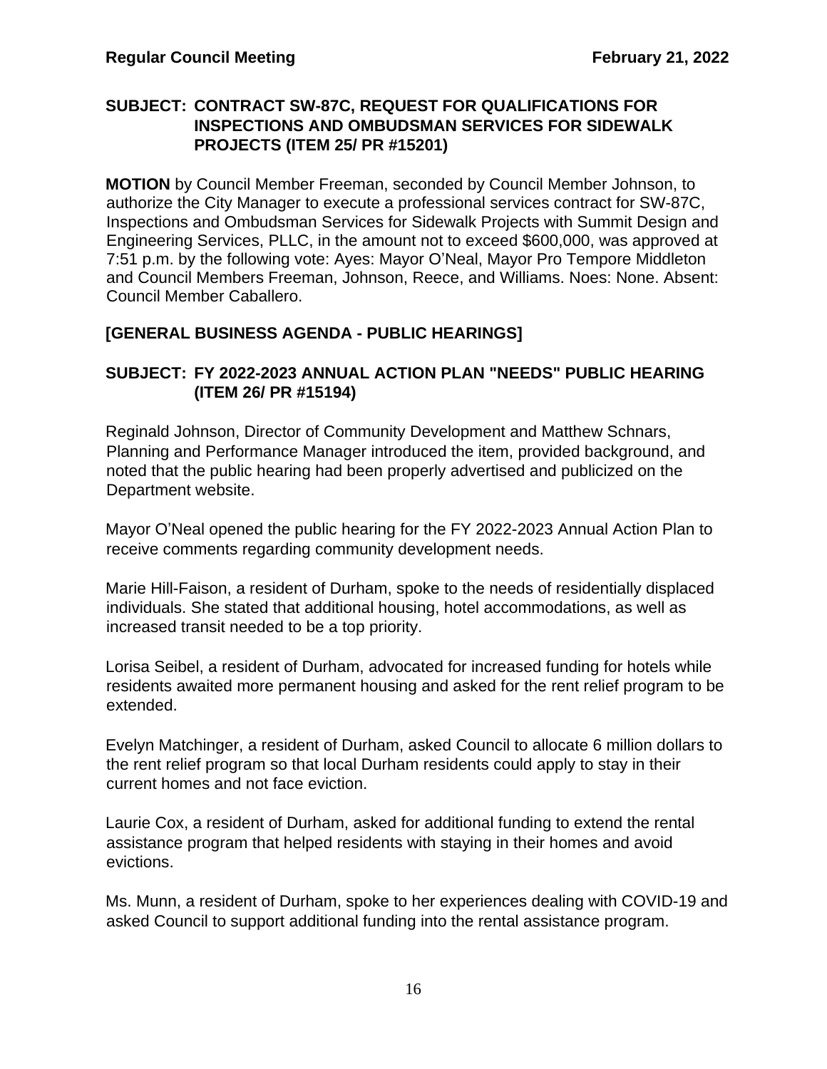**SUBJECT: CONTRACT SW-87C, REQUEST FOR QUALIFICATIONS FOR INSPECTIONS AND OMBUDSMAN SERVICES FOR SIDEWALK PROJECTS (ITEM 25/ PR #15201)**

**MOTION** by Council Member Freeman, seconded by Council Member Johnson, to authorize the City Manager to execute a professional services contract for SW-87C, Inspections and Ombudsman Services for Sidewalk Projects with Summit Design and Engineering Services, PLLC, in the amount not to exceed $600,000, was approved at 7:51 p.m. by the following vote: Ayes: Mayor O'Neal, Mayor Pro Tempore Middleton and Council Members Freeman, Johnson, Reece, and Williams. Noes: None. Absent: Council Member Caballero.

**[GENERAL BUSINESS AGENDA - PUBLIC HEARINGS]**

**SUBJECT: FY 2022-2023 ANNUAL ACTION PLAN "NEEDS" PUBLIC HEARING (ITEM 26/ PR #15194)**

Reginald Johnson, Director of Community Development and Matthew Schnars, Planning and Performance Manager introduced the item, provided background, and noted that the public hearing had been properly advertised and publicized on the Department website.

Mayor O'Neal opened the public hearing for the FY 2022-2023 Annual Action Plan to receive comments regarding community development needs.

Marie Hill-Faison, a resident of Durham, spoke to the needs of residentially displaced individuals. She stated that additional housing, hotel accommodations, as well as increased transit needed to be a top priority.

Lorisa Seibel, a resident of Durham, advocated for increased funding for hotels while residents awaited more permanent housing and asked for the rent relief program to be extended.

Evelyn Matchinger, a resident of Durham, asked Council to allocate 6 million dollars to the rent relief program so that local Durham residents could apply to stay in their current homes and not face eviction.

Laurie Cox, a resident of Durham, asked for additional funding to extend the rental assistance program that helped residents with staying in their homes and avoid evictions.

Ms. Munn, a resident of Durham, spoke to her experiences dealing with COVID-19 and asked Council to support additional funding into the rental assistance program.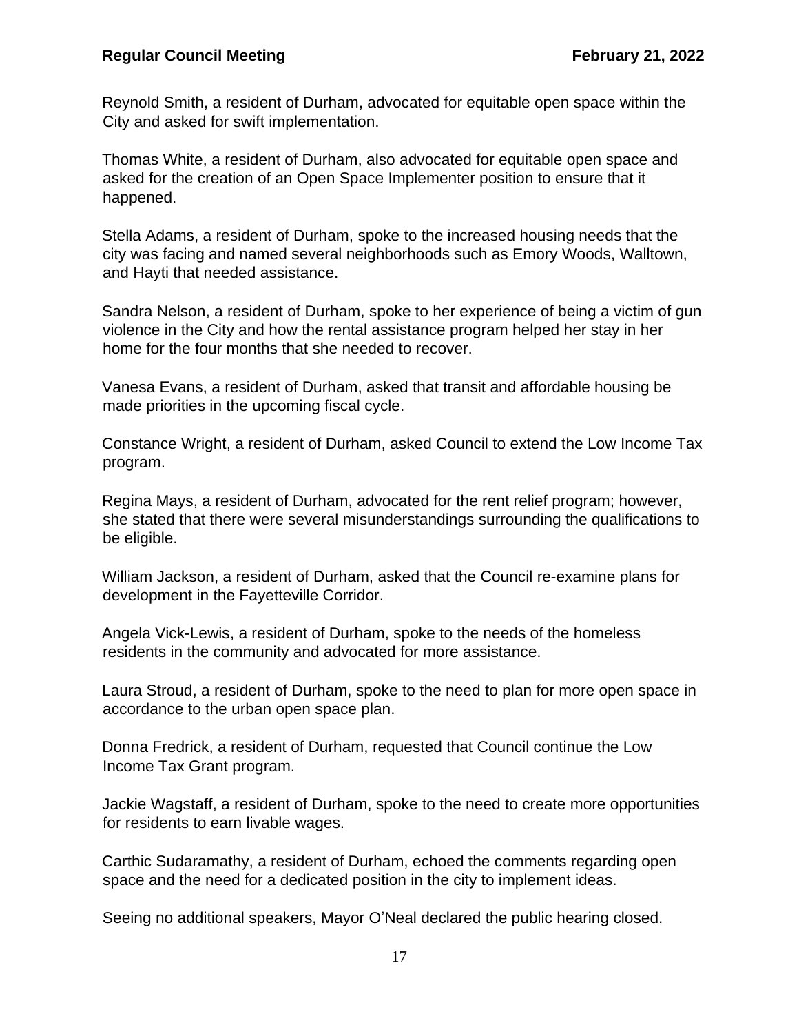Reynold Smith, a resident of Durham, advocated for equitable open space within the City and asked for swift implementation.

Thomas White, a resident of Durham, also advocated for equitable open space and asked for the creation of an Open Space Implementer position to ensure that it happened.

Stella Adams, a resident of Durham, spoke to the increased housing needs that the city was facing and named several neighborhoods such as Emory Woods, Walltown, and Hayti that needed assistance.

Sandra Nelson, a resident of Durham, spoke to her experience of being a victim of gun violence in the City and how the rental assistance program helped her stay in her home for the four months that she needed to recover.

Vanesa Evans, a resident of Durham, asked that transit and affordable housing be made priorities in the upcoming fiscal cycle.

Constance Wright, a resident of Durham, asked Council to extend the Low Income Tax program.

Regina Mays, a resident of Durham, advocated for the rent relief program; however, she stated that there were several misunderstandings surrounding the qualifications to be eligible.

William Jackson, a resident of Durham, asked that the Council re-examine plans for development in the Fayetteville Corridor.

Angela Vick-Lewis, a resident of Durham, spoke to the needs of the homeless residents in the community and advocated for more assistance.

Laura Stroud, a resident of Durham, spoke to the need to plan for more open space in accordance to the urban open space plan.

Donna Fredrick, a resident of Durham, requested that Council continue the Low Income Tax Grant program.

Jackie Wagstaff, a resident of Durham, spoke to the need to create more opportunities for residents to earn livable wages.

Carthic Sudaramathy, a resident of Durham, echoed the comments regarding open space and the need for a dedicated position in the city to implement ideas.

Seeing no additional speakers, Mayor O'Neal declared the public hearing closed.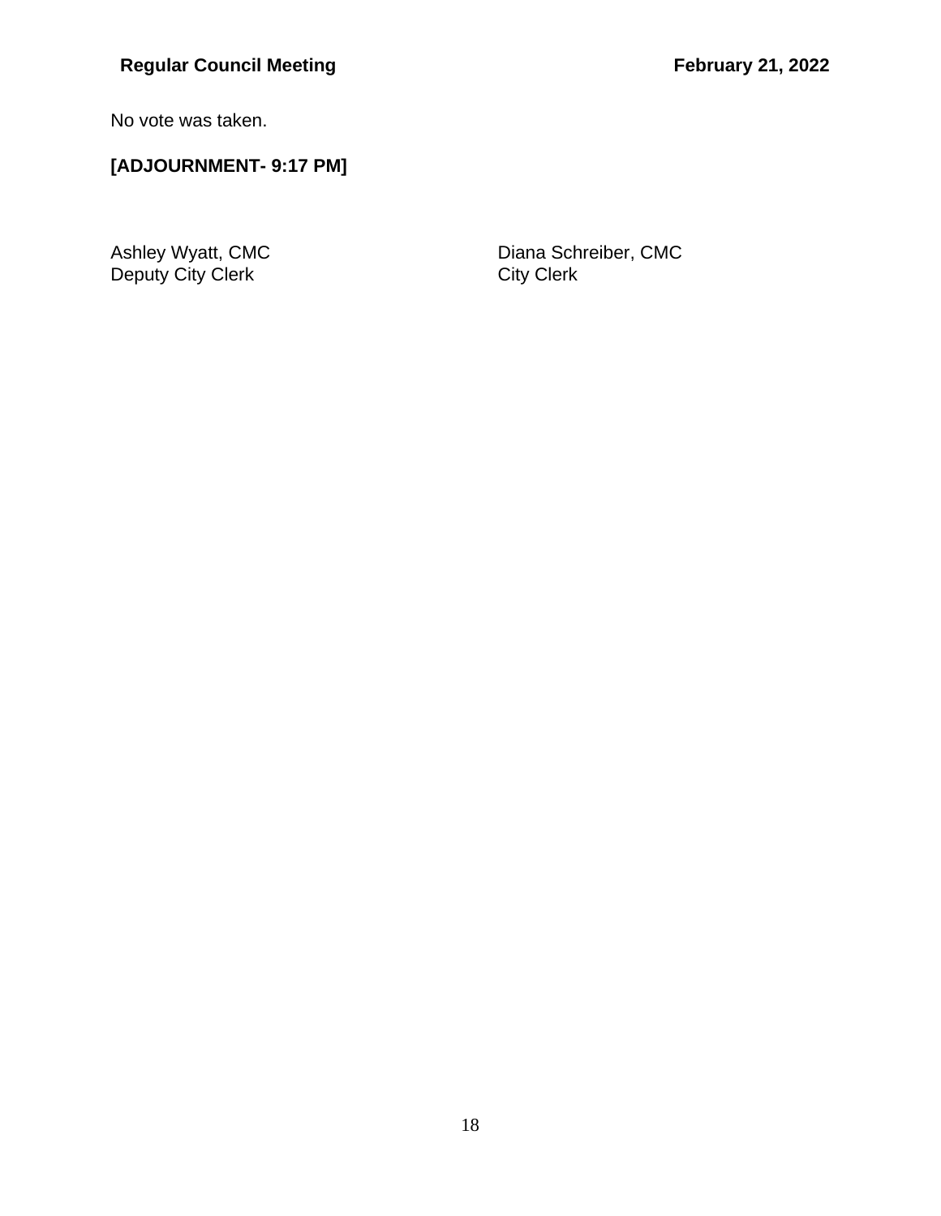No vote was taken.

**[ADJOURNMENT- 9:17 PM]**

Ashley Wyatt, CMC
Deputy City Clerk

Diana Schreiber, CMC
City Clerk